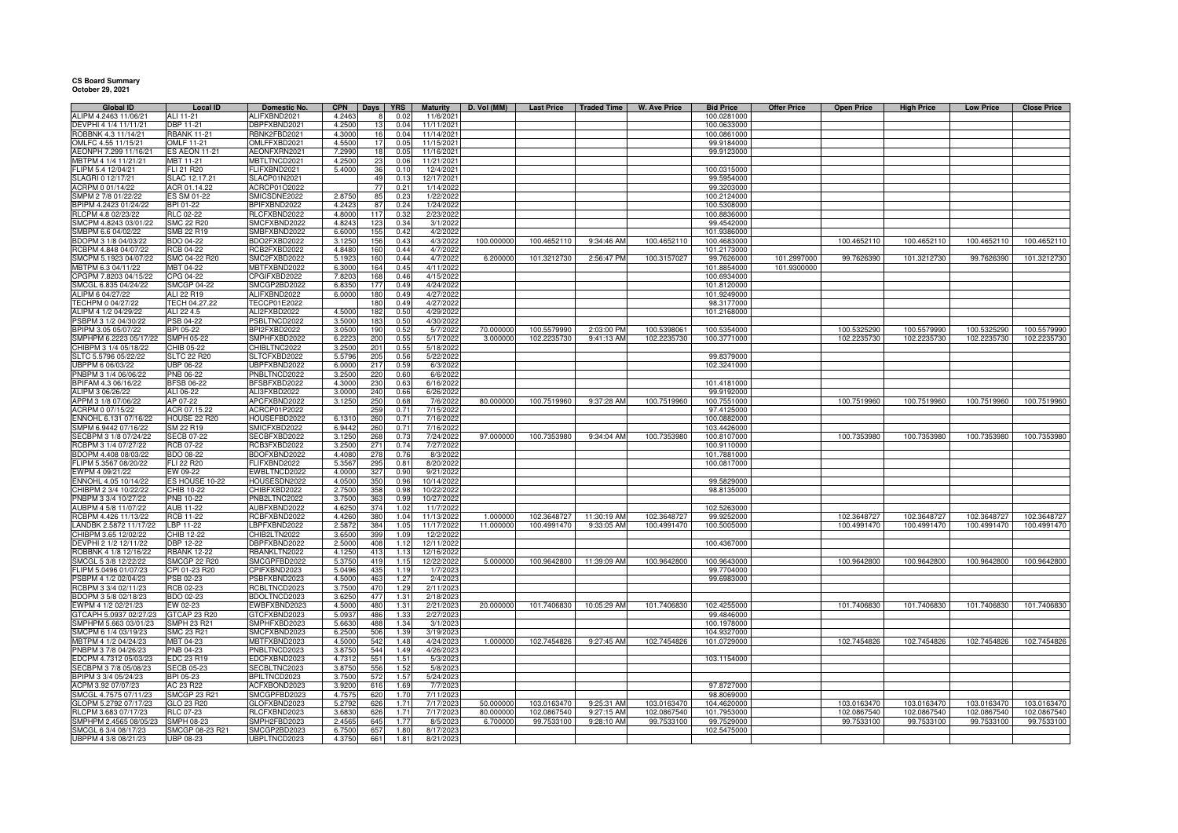**CS Board Summary**
**October 29, 2021**

| Global ID | Local ID | Domestic No. | CPN | Days | YRS | Maturity | D. Vol (MM) | Last Price | Traded Time | W. Ave Price | Bid Price | Offer Price | Open Price | High Price | Low Price | Close Price |
|---|---|---|---|---|---|---|---|---|---|---|---|---|---|---|---|---|
| ALIPM 4.2463 11/06/21 | ALI 11-21 | ALIFXBND2021 | 4.2463 | 8 | 0.02 | 11/6/2021 | | | | | 100.0281000 | | | | | |
| DEVPHI 4 1/4 11/11/21 | DBP 11-21 | DBPFXBND2021 | 4.2500 | 13 | 0.04 | 11/11/2021 | | | | | 100.0633000 | | | | | |
| ROBBNK 4.3 11/14/21 | RBANK 11-21 | RBNK2FBD2021 | 4.3000 | 16 | 0.04 | 11/14/2021 | | | | | 100.0861000 | | | | | |
| OMLFC 4.55 11/15/21 | OMLF 11-21 | OMLFFXBD2021 | 4.5500 | 17 | 0.05 | 11/15/2021 | | | | | 99.9184000 | | | | | |
| AEONPH 7.299 11/16/21 | ES AEON 11-21 | AEONFXRN2021 | 7.2990 | 18 | 0.05 | 11/16/2021 | | | | | 99.9123000 | | | | | |
| MBTPM 4 1/4 11/21/21 | MBT 11-21 | MBTLTNCD2021 | 4.2500 | 23 | 0.06 | 11/21/2021 | | | | | | | | | | |
| FLIPM 5.4 12/04/21 | FLI 21 R20 | FLIFXBND2021 | 5.4000 | 36 | 0.10 | 12/4/2021 | | | | | 100.0315000 | | | | | |
| SLAGRI 0 12/17/21 | SLAC 12.17.21 | SLACP01N2021 | | 49 | 0.13 | 12/17/2021 | | | | | 99.5954000 | | | | | |
| ACRPM 0 01/14/22 | ACR 01.14.22 | ACRCP01O2022 | | 77 | 0.21 | 1/14/2022 | | | | | 99.3203000 | | | | | |
| SMPM 2 7/8 01/22/22 | ES SM 01-22 | SMICSDNE2022 | 2.8750 | 85 | 0.23 | 1/22/2022 | | | | | 100.2124000 | | | | | |
| BPIPM 4.2423 01/24/22 | BPI 01-22 | BPIFXBND2022 | 4.2423 | 87 | 0.24 | 1/24/2022 | | | | | 100.5308000 | | | | | |
| RLCPM 4.8 02/23/22 | RLC 02-22 | RLCFXBND2022 | 4.8000 | 117 | 0.32 | 2/23/2022 | | | | | 100.8836000 | | | | | |
| SMCPM 4.8243 03/01/22 | SMC 22 R20 | SMCFXBND2022 | 4.8243 | 123 | 0.34 | 3/1/2022 | | | | | 99.4542000 | | | | | |
| SMBPM 6.6 04/02/22 | SMB 22 R19 | SMBFXBND2022 | 6.6000 | 155 | 0.42 | 4/2/2022 | | | | | 101.9386000 | | | | | |
| BDOPM 3 1/8 04/03/22 | BDO 04-22 | BDO2FXBD2022 | 3.1250 | 156 | 0.43 | 4/3/2022 | 100.000000 | 100.4652110 | 9:34:46 AM | 100.4652110 | 100.4683000 | | 100.4652110 | 100.4652110 | 100.4652110 | 100.4652110 |
| RCBPM 4.848 04/07/22 | RCB 04-22 | RCB2FXBD2022 | 4.8480 | 160 | 0.44 | 4/7/2022 | | | | | 101.2173000 | | | | | |
| SMCPM 5.1923 04/07/22 | SMC 04-22 R20 | SMC2FXBD2022 | 5.1923 | 160 | 0.44 | 4/7/2022 | 6.200000 | 101.3212730 | 2:56:47 PM | 100.3157027 | 99.7626000 | 101.2997000 | 99.7626390 | 101.3212730 | 99.7626390 | 101.3212730 |
| MBTPM 6.3 04/11/22 | MBT 04-22 | MBTFXBND2022 | 6.3000 | 164 | 0.45 | 4/11/2022 | | | | | 101.8854000 | 101.9300000 | | | | |
| CPGPM 7.8203 04/15/22 | CPG 04-22 | CPGIFXBD2022 | 7.8203 | 168 | 0.46 | 4/15/2022 | | | | | 100.6934000 | | | | | |
| SMCGL 6.835 04/24/22 | SMCGP 04-22 | SMCGP2BD2022 | 6.8350 | 177 | 0.49 | 4/24/2022 | | | | | 101.8120000 | | | | | |
| ALIPM 6 04/27/22 | ALI 22 R19 | ALIFXBND2022 | 6.0000 | 180 | 0.49 | 4/27/2022 | | | | | 101.9249000 | | | | | |
| TECHPM 0 04/27/22 | TECH 04.27.22 | TECCP01E2022 | | 180 | 0.49 | 4/27/2022 | | | | | 98.3177000 | | | | | |
| ALIPM 4 1/2 04/29/22 | ALI 22 4.5 | ALI2FXBD2022 | 4.5000 | 182 | 0.50 | 4/29/2022 | | | | | 101.2168000 | | | | | |
| PSBPM 3 1/2 04/30/22 | PSB 04-22 | PSBLTNCD2022 | 3.5000 | 183 | 0.50 | 4/30/2022 | | | | | | | | | | |
| BPIPM 3.05 05/07/22 | BPI 05-22 | BPI2FXBD2022 | 3.0500 | 190 | 0.52 | 5/7/2022 | 70.000000 | 100.5579990 | 2:03:00 PM | 100.5398061 | 100.5354000 | | 100.5325290 | 100.5579990 | 100.5325290 | 100.5579990 |
| SMPHPM 6.2223 05/17/22 | SMPH 05-22 | SMPHFXBD2022 | 6.2223 | 200 | 0.55 | 5/17/2022 | 3.000000 | 102.2235730 | 9:41:13 AM | 102.2235730 | 100.3771000 | | 102.2235730 | 102.2235730 | 102.2235730 | 102.2235730 |
| CHIBPM 3 1/4 05/18/22 | CHIB 05-22 | CHIBLTNC2022 | 3.2500 | 201 | 0.55 | 5/18/2022 | | | | | | | | | | |
| SLTC 5.5796 05/22/22 | SLTC 22 R20 | SLTCFXBD2022 | 5.5796 | 205 | 0.56 | 5/22/2022 | | | | | 99.8379000 | | | | | |
| UBPPM 6 06/03/22 | UBP 06-22 | UBPFXBND2022 | 6.0000 | 217 | 0.59 | 6/3/2022 | | | | | 102.3241000 | | | | | |
| PNBPM 3 1/4 06/06/22 | PNB 06-22 | PNBLTNCD2022 | 3.2500 | 220 | 0.60 | 6/6/2022 | | | | | | | | | | |
| BPIFAM 4.3 06/16/22 | BFSB 06-22 | BFSBFXBD2022 | 4.3000 | 230 | 0.63 | 6/16/2022 | | | | | 101.4181000 | | | | | |
| ALIPM 3 06/26/22 | ALI 06-22 | ALI3FXBD2022 | 3.0000 | 240 | 0.66 | 6/26/2022 | | | | | 99.9192000 | | | | | |
| APPM 3 1/8 07/06/22 | AP 07-22 | APCFXBND2022 | 3.1250 | 250 | 0.68 | 7/6/2022 | 80.000000 | 100.7519960 | 9:37:28 AM | 100.7519960 | 100.7551000 | | 100.7519960 | 100.7519960 | 100.7519960 | 100.7519960 |
| ACRPM 0 07/15/22 | ACR 07.15.22 | ACRCP01P2022 | | 259 | 0.71 | 7/15/2022 | | | | | 97.4125000 | | | | | |
| ENNOHL 6.131 07/16/22 | HOUSE 22 R20 | HOUSEFBD2022 | 6.1310 | 260 | 0.71 | 7/16/2022 | | | | | 100.0882000 | | | | | |
| SMPM 6.9442 07/16/22 | SM 22 R19 | SMICFXBD2022 | 6.9442 | 260 | 0.71 | 7/16/2022 | | | | | 103.4426000 | | | | | |
| SECBPM 3 1/8 07/24/22 | SECB 07-22 | SECBFXBD2022 | 3.1250 | 268 | 0.73 | 7/24/2022 | 97.000000 | 100.7353980 | 9:34:04 AM | 100.7353980 | 100.8107000 | | 100.7353980 | 100.7353980 | 100.7353980 | 100.7353980 |
| RCBPM 3 1/4 07/27/22 | RCB 07-22 | RCB3FXBD2022 | 3.2500 | 271 | 0.74 | 7/27/2022 | | | | | 100.9110000 | | | | | |
| BDOPM 4.408 08/03/22 | BDO 08-22 | BDOFXBND2022 | 4.4080 | 278 | 0.76 | 8/3/2022 | | | | | 101.7881000 | | | | | |
| FLIPM 5.3567 08/20/22 | FLI 22 R20 | FLIFXBND2022 | 5.3567 | 295 | 0.81 | 8/20/2022 | | | | | 100.0817000 | | | | | |
| EWPM 4 09/21/22 | EW 09-22 | EWBLTNCD2022 | 4.0000 | 327 | 0.90 | 9/21/2022 | | | | | | | | | | |
| ENNOHL 4.05 10/14/22 | ES HOUSE 10-22 | HOUSESDN2022 | 4.0500 | 350 | 0.96 | 10/14/2022 | | | | | 99.5829000 | | | | | |
| CHIBPM 2 3/4 10/22/22 | CHIB 10-22 | CHIBFXBD2022 | 2.7500 | 358 | 0.98 | 10/22/2022 | | | | | 98.8135000 | | | | | |
| PNBPM 3 3/4 10/27/22 | PNB 10-22 | PNB2LTNC2022 | 3.7500 | 363 | 0.99 | 10/27/2022 | | | | | | | | | | |
| AUBPM 4 5/8 11/07/22 | AUB 11-22 | AUBFXBND2022 | 4.6250 | 374 | 1.02 | 11/7/2022 | | | | | 102.5263000 | | | | | |
| RCBPM 4.426 11/13/22 | RCB 11-22 | RCBFXBND2022 | 4.4260 | 380 | 1.04 | 11/13/2022 | 1.000000 | 102.3648727 | 11:30:19 AM | 102.3648727 | 99.9252000 | | 102.3648727 | 102.3648727 | 102.3648727 | 102.3648727 |
| LANDBK 2.5872 11/17/22 | LBP 11-22 | LBPFXBND2022 | 2.5872 | 384 | 1.05 | 11/17/2022 | 11.000000 | 100.4991470 | 9:33:05 AM | 100.4991470 | 100.5005000 | | 100.4991470 | 100.4991470 | 100.4991470 | 100.4991470 |
| CHIBPM 3.65 12/02/22 | CHIB 12-22 | CHIB2LTN2022 | 3.6500 | 399 | 1.09 | 12/2/2022 | | | | | | | | | | |
| DEVPHI 2 1/2 12/11/22 | DBP 12-22 | DBPFXBND2022 | 2.5000 | 408 | 1.12 | 12/11/2022 | | | | | 100.4367000 | | | | | |
| ROBBNK 4 1/8 12/16/22 | RBANK 12-22 | RBANKLTN2022 | 4.1250 | 413 | 1.13 | 12/16/2022 | | | | | | | | | | |
| SMCGL 5 3/8 12/22/22 | SMCGP 22 R20 | SMCGPFBD2022 | 5.3750 | 419 | 1.15 | 12/22/2022 | 5.000000 | 100.9642800 | 11:39:09 AM | 100.9642800 | 100.9643000 | | 100.9642800 | 100.9642800 | 100.9642800 | 100.9642800 |
| FLIPM 5.0496 01/07/23 | CPI 01-23 R20 | CPIFXBND2023 | 5.0496 | 435 | 1.19 | 1/7/2023 | | | | | 99.7704000 | | | | | |
| PSBPM 4 1/2 02/04/23 | PSB 02-23 | PSBFXBND2023 | 4.5000 | 463 | 1.27 | 2/4/2023 | | | | | 99.6983000 | | | | | |
| RCBPM 3 3/4 02/11/23 | RCB 02-23 | RCBLTNCD2023 | 3.7500 | 470 | 1.29 | 2/11/2023 | | | | | | | | | | |
| BDOPM 3 5/8 02/18/23 | BDO 02-23 | BDOLTNCD2023 | 3.6250 | 477 | 1.31 | 2/18/2023 | | | | | | | | | | |
| EWPM 4 1/2 02/21/23 | EW 02-23 | EWBFXBND2023 | 4.5000 | 480 | 1.31 | 2/21/2023 | 20.000000 | 101.7406830 | 10:05:29 AM | 101.7406830 | 102.4255000 | | 101.7406830 | 101.7406830 | 101.7406830 | 101.7406830 |
| GTCAPH 5.0937 02/27/23 | GTCAP 23 R20 | GTCFXBND2023 | 5.0937 | 486 | 1.33 | 2/27/2023 | | | | | 99.4846000 | | | | | |
| SMPHPM 5.663 03/01/23 | SMPH 23 R21 | SMPHFXBD2023 | 5.6630 | 488 | 1.34 | 3/1/2023 | | | | | 100.1978000 | | | | | |
| SMCPM 6 1/4 03/19/23 | SMC 23 R21 | SMCFXBND2023 | 6.2500 | 506 | 1.39 | 3/19/2023 | | | | | 104.9327000 | | | | | |
| MBTPM 4 1/2 04/24/23 | MBT 04-23 | MBTFXBND2023 | 4.5000 | 542 | 1.48 | 4/24/2023 | 1.000000 | 102.7454826 | 9:27:45 AM | 102.7454826 | 101.0729000 | | 102.7454826 | 102.7454826 | 102.7454826 | 102.7454826 |
| PNBPM 3 7/8 04/26/23 | PNB 04-23 | PNBLTNCD2023 | 3.8750 | 544 | 1.49 | 4/26/2023 | | | | | | | | | | |
| EDCPM 4.7312 05/03/23 | EDC 23 R19 | EDCFXBND2023 | 4.7312 | 551 | 1.51 | 5/3/2023 | | | | | 103.1154000 | | | | | |
| SECBPM 3 7/8 05/08/23 | SECB 05-23 | SECBLTNC2023 | 3.8750 | 556 | 1.52 | 5/8/2023 | | | | | | | | | | |
| BPIPM 3 3/4 05/24/23 | BPI 05-23 | BPILTNCD2023 | 3.7500 | 572 | 1.57 | 5/24/2023 | | | | | | | | | | |
| ACPM 3.92 07/07/23 | AC 23 R22 | ACFXBOND2023 | 3.9200 | 616 | 1.69 | 7/7/2023 | | | | | 97.8727000 | | | | | |
| SMCGL 4.7575 07/11/23 | SMCGP 23 R21 | SMCGPFBD2023 | 4.7575 | 620 | 1.70 | 7/11/2023 | | | | | 98.8069000 | | | | | |
| GLOPM 5.2792 07/17/23 | GLO 23 R20 | GLOFXBND2023 | 5.2792 | 626 | 1.71 | 7/17/2023 | 50.000000 | 103.0163470 | 9:25:31 AM | 103.0163470 | 104.4620000 | | 103.0163470 | 103.0163470 | 103.0163470 | 103.0163470 |
| RLCPM 3.683 07/17/23 | RLC 07-23 | RLCFXBND2023 | 3.6830 | 626 | 1.71 | 7/17/2023 | 80.000000 | 102.0867540 | 9:27:15 AM | 102.0867540 | 101.7953000 | | 102.0867540 | 102.0867540 | 102.0867540 | 102.0867540 |
| SMPHPM 2.4565 08/05/23 | SMPH 08-23 | SMPH2FBD2023 | 2.4565 | 645 | 1.77 | 8/5/2023 | 6.700000 | 99.7533100 | 9:28:10 AM | 99.7533100 | 99.7529000 | | 99.7533100 | 99.7533100 | 99.7533100 | 99.7533100 |
| SMCGL 6 3/4 08/17/23 | SMCGP 08-23 R21 | SMCGP2BD2023 | 6.7500 | 657 | 1.80 | 8/17/2023 | | | | | 102.5475000 | | | | | |
| UBPPM 4 3/8 08/21/23 | UBP 08-23 | UBPLTNCD2023 | 4.3750 | 661 | 1.81 | 8/21/2023 | | | | | | | | | | |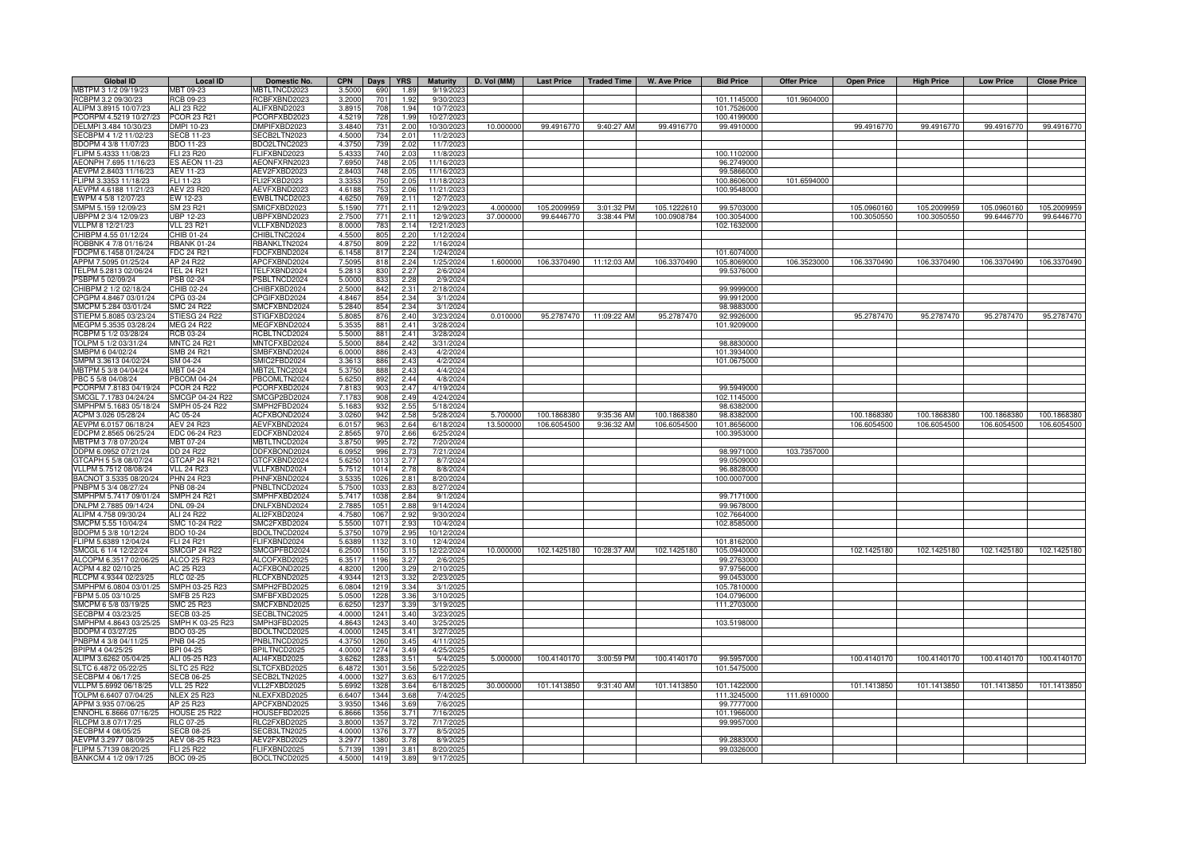| Global ID | Local ID | Domestic No. | CPN | Days | YRS | Maturity | D. Vol (MM) | Last Price | Traded Time | W. Ave Price | Bid Price | Offer Price | Open Price | High Price | Low Price | Close Price |
|---|---|---|---|---|---|---|---|---|---|---|---|---|---|---|---|---|
| MBTPM 3 1/2 09/19/23 | MBT 09-23 | MBTLTNCD2023 | 3.5000 | 690 | 1.89 | 9/19/2023 | | | | | | | | | | |
| RCBPM 3.2 09/30/23 | RCB 09-23 | RCBFXBND2023 | 3.2000 | 701 | 1.92 | 9/30/2023 | | | | | 101.1145000 | 101.9604000 | | | | |
| ALIPM 3.8915 10/07/23 | ALI 23 R22 | ALIFXBND2023 | 3.8915 | 708 | 1.94 | 10/7/2023 | | | | | 101.7526000 | | | | | |
| PCORPM 4.5219 10/27/23 | PCOR 23 R21 | PCORFXBD2023 | 4.5219 | 728 | 1.99 | 10/27/2023 | | | | | 100.4199000 | | | | | |
| DELMPI 3.484 10/30/23 | DMPI 10-23 | DMPIFXBD2023 | 3.4840 | 731 | 2.00 | 10/30/2023 | 10.000000 | 99.4916770 | 9:40:27 AM | 99.4916770 | 99.4910000 | | 99.4916770 | 99.4916770 | 99.4916770 | 99.4916770 |
| SECBPM 4 1/2 11/02/23 | SECB 11-23 | SECB2LTN2023 | 4.5000 | 734 | 2.01 | 11/2/2023 | | | | | | | | | | |
| BDOPM 4 3/8 11/07/23 | BDO 11-23 | BDO2LTNC2023 | 4.3750 | 739 | 2.02 | 11/7/2023 | | | | | | | | | | |
| FLIPM 5.4333 11/08/23 | FLI 23 R20 | FLIFXBND2023 | 5.4333 | 740 | 2.03 | 11/8/2023 | | | | | 100.1102000 | | | | | |
| AEONPH 7.695 11/16/23 | ES AEON 11-23 | AEONFXRN2023 | 7.6950 | 748 | 2.05 | 11/16/2023 | | | | | 96.2749000 | | | | | |
| AEVPM 2.8403 11/16/23 | AEV 11-23 | AEV2FXBD2023 | 2.8403 | 748 | 2.05 | 11/16/2023 | | | | | 99.5866000 | | | | | |
| FLIPM 3.3353 11/18/23 | FLI 11-23 | FLI2FXBD2023 | 3.3353 | 750 | 2.05 | 11/18/2023 | | | | | 100.8606000 | 101.6594000 | | | | |
| AEVPM 4.6188 11/21/23 | AEV 23 R20 | AEVFXBND2023 | 4.6188 | 753 | 2.06 | 11/21/2023 | | | | | 100.9548000 | | | | | |
| EWPM 4 5/8 12/07/23 | EW 12-23 | EWBLTNCD2023 | 4.6250 | 769 | 2.11 | 12/7/2023 | | | | | | | | | | |
| SMPM 5.159 12/09/23 | SM 23 R21 | SMICFXBD2023 | 5.1590 | 771 | 2.11 | 12/9/2023 | 4.000000 | 105.2009959 | 3:01:32 PM | 105.1222610 | 99.5703000 | | 105.0960160 | 105.2009959 | 105.0960160 | 105.2009959 |
| UBPPM 2 3/4 12/09/23 | UBP 12-23 | UBPFXBND2023 | 2.7500 | 771 | 2.11 | 12/9/2023 | 37.000000 | 99.6446770 | 3:38:44 PM | 100.0908784 | 100.3054000 | | 100.3050550 | 100.3050550 | 99.6446770 | 99.6446770 |
| VLLPM 8 12/21/23 | VLL 23 R21 | VLLFXBND2023 | 8.0000 | 783 | 2.14 | 12/21/2023 | | | | | 102.1632000 | | | | | |
| CHIBPM 4.55 01/12/24 | CHIB 01-24 | CHIBLTNC2024 | 4.5500 | 805 | 2.20 | 1/12/2024 | | | | | | | | | | |
| ROBBNK 4 7/8 01/16/24 | RBANK 01-24 | RBANKLTN2024 | 4.8750 | 809 | 2.22 | 1/16/2024 | | | | | | | | | | |
| FDCPM 6.1458 01/24/24 | FDC 24 R21 | FDCFXBND2024 | 6.1458 | 817 | 2.24 | 1/24/2024 | | | | | 101.6074000 | | | | | |
| APPM 7.5095 01/25/24 | AP 24 R22 | APCFXBND2024 | 7.5095 | 818 | 2.24 | 1/25/2024 | 1.600000 | 106.3370490 | 11:12:03 AM | 106.3370490 | 105.8069000 | 106.3523000 | 106.3370490 | 106.3370490 | 106.3370490 | 106.3370490 |
| TELPM 5.2813 02/06/24 | TEL 24 R21 | TELFXBND2024 | 5.2813 | 830 | 2.27 | 2/6/2024 | | | | | 99.5376000 | | | | | |
| PSBPM 5 02/09/24 | PSB 02-24 | PSBLTNCD2024 | 5.0000 | 833 | 2.28 | 2/9/2024 | | | | | | | | | | |
| CHIBPM 2 1/2 02/18/24 | CHIB 02-24 | CHIBFXBD2024 | 2.5000 | 842 | 2.31 | 2/18/2024 | | | | | 99.9999000 | | | | | |
| CPGPM 4.8467 03/01/24 | CPG 03-24 | CPGIFXBD2024 | 4.8467 | 854 | 2.34 | 3/1/2024 | | | | | 99.9912000 | | | | | |
| SMCPM 5.284 03/01/24 | SMC 24 R22 | SMCFXBND2024 | 5.2840 | 854 | 2.34 | 3/1/2024 | | | | | 98.9883000 | | | | | |
| STIEPM 5.8085 03/23/24 | STIESG 24 R22 | STIGFXBD2024 | 5.8085 | 876 | 2.40 | 3/23/2024 | 0.010000 | 95.2787470 | 11:09:22 AM | 95.2787470 | 92.9926000 | | 95.2787470 | 95.2787470 | 95.2787470 | 95.2787470 |
| MEGPM 5.3535 03/28/24 | MEG 24 R22 | MEGFXBND2024 | 5.3535 | 881 | 2.41 | 3/28/2024 | | | | | 101.9209000 | | | | | |
| RCBPM 5 1/2 03/28/24 | RCB 03-24 | RCBLTNCD2024 | 5.5000 | 881 | 2.41 | 3/28/2024 | | | | | | | | | | |
| TOLPM 5 1/2 03/31/24 | MNTC 24 R21 | MNTCFXBD2024 | 5.5000 | 884 | 2.42 | 3/31/2024 | | | | | 98.8830000 | | | | | |
| SMBPM 6 04/02/24 | SMB 24 R21 | SMBFXBND2024 | 6.0000 | 886 | 2.43 | 4/2/2024 | | | | | 101.3934000 | | | | | |
| SMPM 3.3613 04/02/24 | SM 04-24 | SMIC2FBD2024 | 3.3613 | 886 | 2.43 | 4/2/2024 | | | | | 101.0675000 | | | | | |
| MBTPM 5 3/8 04/04/24 | MBT 04-24 | MBT2LTNC2024 | 5.3750 | 888 | 2.43 | 4/4/2024 | | | | | | | | | | |
| PBC 5 5/8 04/08/24 | PBCOM 04-24 | PBCOMLTN2024 | 5.6250 | 892 | 2.44 | 4/8/2024 | | | | | | | | | | |
| PCORPM 7.8183 04/19/24 | PCOR 24 R22 | PCORFXBD2024 | 7.8183 | 903 | 2.47 | 4/19/2024 | | | | | 99.5949000 | | | | | |
| SMCGL 7.1783 04/24/24 | SMCGP 04-24 R22 | SMCGP2BD2024 | 7.1783 | 908 | 2.49 | 4/24/2024 | | | | | 102.1145000 | | | | | |
| SMPHPM 5.1683 05/18/24 | SMPH 05-24 R22 | SMPH2FBD2024 | 5.1683 | 932 | 2.55 | 5/18/2024 | | | | | 98.6382000 | | | | | |
| ACPM 3.026 05/28/24 | AC 05-24 | ACFXBOND2024 | 3.0260 | 942 | 2.58 | 5/28/2024 | 5.700000 | 100.1868380 | 9:35:36 AM | 100.1868380 | 98.8382000 | | 100.1868380 | 100.1868380 | 100.1868380 | 100.1868380 |
| AEVPM 6.0157 06/18/24 | AEV 24 R23 | AEVFXBND2024 | 6.0157 | 963 | 2.64 | 6/18/2024 | 13.500000 | 106.6054500 | 9:36:32 AM | 106.6054500 | 101.8656000 | | 106.6054500 | 106.6054500 | 106.6054500 | 106.6054500 |
| EDCPM 2.8565 06/25/24 | EDC 06-24 R23 | EDCFXBND2024 | 2.8565 | 970 | 2.66 | 6/25/2024 | | | | | 100.3953000 | | | | | |
| MBTPM 3 7/8 07/20/24 | MBT 07-24 | MBTLTNCD2024 | 3.8750 | 995 | 2.72 | 7/20/2024 | | | | | | | | | | |
| DDPM 6.0952 07/21/24 | DD 24 R22 | DDFXBOND2024 | 6.0952 | 996 | 2.73 | 7/21/2024 | | | | | 98.9971000 | 103.7357000 | | | | |
| GTCAPH 5 5/8 08/07/24 | GTCAP 24 R21 | GTCFXBND2024 | 5.6250 | 1013 | 2.77 | 8/7/2024 | | | | | 99.0509000 | | | | | |
| VLLPM 5.7512 08/08/24 | VLL 24 R23 | VLLFXBND2024 | 5.7512 | 1014 | 2.78 | 8/8/2024 | | | | | 96.8828000 | | | | | |
| BACNOT 3.5335 08/20/24 | PHN 24 R23 | PHNFXBND2024 | 3.5335 | 1026 | 2.81 | 8/20/2024 | | | | | 100.0007000 | | | | | |
| PNBPM 5 3/4 08/27/24 | PNB 08-24 | PNBLTNCD2024 | 5.7500 | 1033 | 2.83 | 8/27/2024 | | | | | | | | | | |
| SMPHPM 5.7417 09/01/24 | SMPH 24 R21 | SMPHFXBD2024 | 5.7417 | 1038 | 2.84 | 9/1/2024 | | | | | 99.7171000 | | | | | |
| DNLPM 2.7885 09/14/24 | DNL 09-24 | DNLFXBND2024 | 2.7885 | 1051 | 2.88 | 9/14/2024 | | | | | 99.9678000 | | | | | |
| ALIPM 4.758 09/30/24 | ALI 24 R22 | ALI2FXBD2024 | 4.7580 | 1067 | 2.92 | 9/30/2024 | | | | | 102.7664000 | | | | | |
| SMCPM 5.55 10/04/24 | SMC 10-24 R22 | SMC2FXBD2024 | 5.5500 | 1071 | 2.93 | 10/4/2024 | | | | | 102.8585000 | | | | | |
| BDOPM 5 3/8 10/12/24 | BDO 10-24 | BDOLTNCD2024 | 5.3750 | 1079 | 2.95 | 10/12/2024 | | | | | | | | | | |
| FLIPM 5.6389 12/04/24 | FLI 24 R21 | FLIFXBND2024 | 5.6389 | 1132 | 3.10 | 12/4/2024 | | | | | 101.8162000 | | | | | |
| SMCGL 6 1/4 12/22/24 | SMCGP 24 R22 | SMCGPFBD2024 | 6.2500 | 1150 | 3.15 | 12/22/2024 | 10.000000 | 102.1425180 | 10:28:37 AM | 102.1425180 | 105.0940000 | | 102.1425180 | 102.1425180 | 102.1425180 | 102.1425180 |
| ALCOPM 6.3517 02/06/25 | ALCO 25 R23 | ALCOFXBD2025 | 6.3517 | 1196 | 3.27 | 2/6/2025 | | | | | 99.2763000 | | | | | |
| ACPM 4.82 02/10/25 | AC 25 R23 | ACFXBOND2025 | 4.8200 | 1200 | 3.29 | 2/10/2025 | | | | | 97.9756000 | | | | | |
| RLCPM 4.9344 02/23/25 | RLC 02-25 | RLCFXBND2025 | 4.9344 | 1213 | 3.32 | 2/23/2025 | | | | | 99.0453000 | | | | | |
| SMPHPM 6.0804 03/01/25 | SMPH 03-25 R23 | SMPH2FBD2025 | 6.0804 | 1219 | 3.34 | 3/1/2025 | | | | | 105.7810000 | | | | | |
| FBPM 5.05 03/10/25 | SMFB 25 R23 | SMFBFXBD2025 | 5.0500 | 1228 | 3.36 | 3/10/2025 | | | | | 104.0796000 | | | | | |
| SMCPM 6 5/8 03/19/25 | SMC 25 R23 | SMCFXBND2025 | 6.6250 | 1237 | 3.39 | 3/19/2025 | | | | | 111.2703000 | | | | | |
| SECBPM 4 03/23/25 | SECB 03-25 | SECBLTNC2025 | 4.0000 | 1241 | 3.40 | 3/23/2025 | | | | | | | | | | |
| SMPHPM 4.8643 03/25/25 | SMPH K 03-25 R23 | SMPH3FBD2025 | 4.8643 | 1243 | 3.40 | 3/25/2025 | | | | | 103.5198000 | | | | | |
| BDOPM 4 03/27/25 | BDO 03-25 | BDOLTNCD2025 | 4.0000 | 1245 | 3.41 | 3/27/2025 | | | | | | | | | | |
| PNBPM 4 3/8 04/11/25 | PNB 04-25 | PNBLTNCD2025 | 4.3750 | 1260 | 3.45 | 4/11/2025 | | | | | | | | | | |
| BPIPM 4 04/25/25 | BPI 04-25 | BPILTNCD2025 | 4.0000 | 1274 | 3.49 | 4/25/2025 | | | | | | | | | | |
| ALIPM 3.6262 05/04/25 | ALI 05-25 R23 | ALI4FXBD2025 | 3.6262 | 1283 | 3.51 | 5/4/2025 | 5.000000 | 100.4140170 | 3:00:59 PM | 100.4140170 | 99.5957000 | | 100.4140170 | 100.4140170 | 100.4140170 | 100.4140170 |
| SLTC 6.4872 05/22/25 | SLTC 25 R22 | SLTCFXBD2025 | 6.4872 | 1301 | 3.56 | 5/22/2025 | | | | | 101.5475000 | | | | | |
| SECBPM 4 06/17/25 | SECB 06-25 | SECB2LTN2025 | 4.0000 | 1327 | 3.63 | 6/17/2025 | | | | | | | | | | |
| VLLPM 5.6992 06/18/25 | VLL 25 R22 | VLL2FXBD2025 | 5.6992 | 1328 | 3.64 | 6/18/2025 | 30.000000 | 101.1413850 | 9:31:40 AM | 101.1413850 | 101.1422000 | | 101.1413850 | 101.1413850 | 101.1413850 | 101.1413850 |
| TOLPM 6.6407 07/04/25 | NLEX 25 R23 | NLEXFXBD2025 | 6.6407 | 1344 | 3.68 | 7/4/2025 | | | | | 111.3245000 | 111.6910000 | | | | |
| APPM 3.935 07/06/25 | AP 25 R23 | APCFXBND2025 | 3.9350 | 1346 | 3.69 | 7/6/2025 | | | | | 99.7777000 | | | | | |
| ENNOHL 6.8666 07/16/25 | HOUSE 25 R22 | HOUSEFBD2025 | 6.8666 | 1356 | 3.71 | 7/16/2025 | | | | | 101.1966000 | | | | | |
| RLCPM 3.8 07/17/25 | RLC 07-25 | RLC2FXBD2025 | 3.8000 | 1357 | 3.72 | 7/17/2025 | | | | | 99.9957000 | | | | | |
| SECBPM 4 08/05/25 | SECB 08-25 | SECB3LTN2025 | 4.0000 | 1376 | 3.77 | 8/5/2025 | | | | | | | | | | |
| AEVPM 3.2977 08/09/25 | AEV 08-25 R23 | AEV2FXBD2025 | 3.2977 | 1380 | 3.78 | 8/9/2025 | | | | | 99.2883000 | | | | | |
| FLIPM 5.7139 08/20/25 | FLI 25 R22 | FLIFXBND2025 | 5.7139 | 1391 | 3.81 | 8/20/2025 | | | | | 99.0326000 | | | | | |
| BANKCM 4 1/2 09/17/25 | BOC 09-25 | BOCLTNCD2025 | 4.5000 | 1419 | 3.89 | 9/17/2025 | | | | | | | | | | |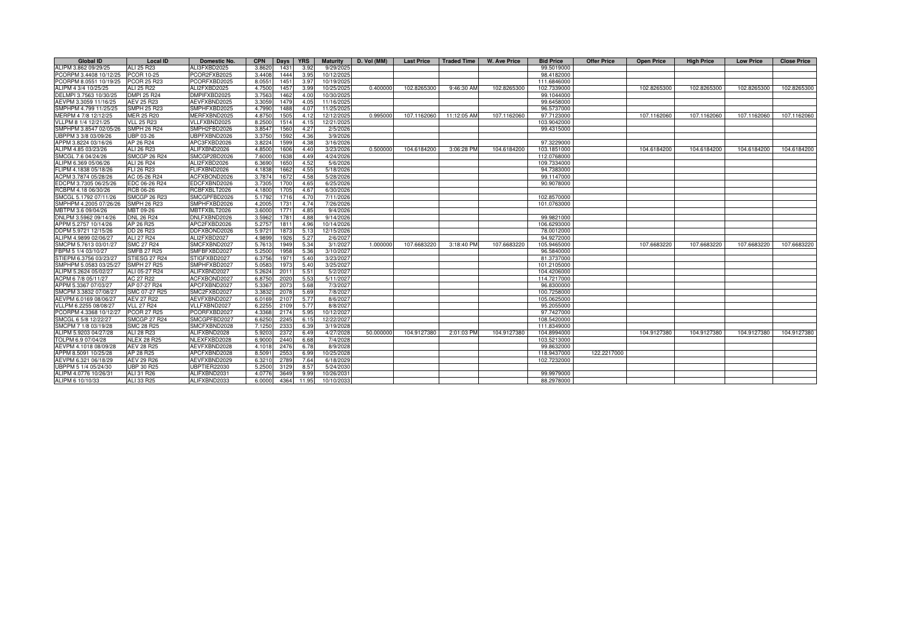| Global ID | Local ID | Domestic No. | CPN | Days | YRS | Maturity | D. Vol (MM) | Last Price | Traded Time | W. Ave Price | Bid Price | Offer Price | Open Price | High Price | Low Price | Close Price |
|---|---|---|---|---|---|---|---|---|---|---|---|---|---|---|---|---|
| ALIPM 3.862 09/29/25 | ALI 25 R23 | ALI3FXBD2025 | 3.8620 | 1431 | 3.92 | 9/29/2025 | | | | | 99.5019000 | | | | | |
| PCORPM 3.4408 10/12/25 | PCOR 10-25 | PCOR2FXB2025 | 3.4408 | 1444 | 3.95 | 10/12/2025 | | | | | 98.4182000 | | | | | |
| PCORPM 8.0551 10/19/25 | PCOR 25 R23 | PCORFXBD2025 | 8.0551 | 1451 | 3.97 | 10/19/2025 | | | | | 111.6846000 | | | | | |
| ALIPM 4 3/4 10/25/25 | ALI 25 R22 | ALI2FXBD2025 | 4.7500 | 1457 | 3.99 | 10/25/2025 | 0.400000 | 102.8265300 | 9:46:30 AM | 102.8265300 | 102.7339000 | | 102.8265300 | 102.8265300 | 102.8265300 | 102.8265300 |
| DELMPI 3.7563 10/30/25 | DMPI 25 R24 | DMPIFXBD2025 | 3.7563 | 1462 | 4.00 | 10/30/2025 | | | | | 99.1044000 | | | | | |
| AEVPM 3.3059 11/16/25 | AEV 25 R23 | AEVFXBND2025 | 3.3059 | 1479 | 4.05 | 11/16/2025 | | | | | 99.6458000 | | | | | |
| SMPHPM 4.799 11/25/25 | SMPH 25 R23 | SMPHFXBD2025 | 4.7990 | 1488 | 4.07 | 11/25/2025 | | | | | 96.5737000 | | | | | |
| MERPM 4 7/8 12/12/25 | MER 25 R20 | MERFXBND2025 | 4.8750 | 1505 | 4.12 | 12/12/2025 | 0.995000 | 107.1162060 | 11:12:05 AM | 107.1162060 | 97.7123000 | | 107.1162060 | 107.1162060 | 107.1162060 | 107.1162060 |
| VLLPM 8 1/4 12/21/25 | VLL 25 R23 | VLLFXBND2025 | 8.2500 | 1514 | 4.15 | 12/21/2025 | | | | | 103.9042000 | | | | | |
| SMPHPM 3.8547 02/05/26 | SMPH 26 R24 | SMPH2FBD2026 | 3.8547 | 1560 | 4.27 | 2/5/2026 | | | | | 99.4315000 | | | | | |
| UBPPM 3 3/8 03/09/26 | UBP 03-26 | UBPFXBND2026 | 3.3750 | 1592 | 4.36 | 3/9/2026 | | | | | | | | | | |
| APPM 3.8224 03/16/26 | AP 26 R24 | APC3FXBD2026 | 3.8224 | 1599 | 4.38 | 3/16/2026 | | | | | 97.3229000 | | | | | |
| ALIPM 4.85 03/23/26 | ALI 26 R23 | ALIFXBND2026 | 4.8500 | 1606 | 4.40 | 3/23/2026 | 0.500000 | 104.6184200 | 3:06:28 PM | 104.6184200 | 103.1851000 | | 104.6184200 | 104.6184200 | 104.6184200 | 104.6184200 |
| SMCGL 7.6 04/24/26 | SMCGP 26 R24 | SMCGP2BD2026 | 7.6000 | 1638 | 4.49 | 4/24/2026 | | | | | 112.0768000 | | | | | |
| ALIPM 6.369 05/06/26 | ALI 26 R24 | ALI2FXBD2026 | 6.3690 | 1650 | 4.52 | 5/6/2026 | | | | | 109.7334000 | | | | | |
| FLIPM 4.1838 05/18/26 | FLI 26 R23 | FLIFXBND2026 | 4.1838 | 1662 | 4.55 | 5/18/2026 | | | | | 94.7383000 | | | | | |
| ACPM 3.7874 05/28/26 | AC 05-26 R24 | ACFXBOND2026 | 3.7874 | 1672 | 4.58 | 5/28/2026 | | | | | 99.1147000 | | | | | |
| EDCPM 3.7305 06/25/26 | EDC 06-26 R24 | EDCFXBND2026 | 3.7305 | 1700 | 4.65 | 6/25/2026 | | | | | 90.9078000 | | | | | |
| RCBPM 4.18 06/30/26 | RCB 06-26 | RCBFXBLT2026 | 4.1800 | 1705 | 4.67 | 6/30/2026 | | | | | | | | | | |
| SMCGL 5.1792 07/11/26 | SMCGP 26 R23 | SMCGPFBD2026 | 5.1792 | 1716 | 4.70 | 7/11/2026 | | | | | 102.8570000 | | | | | |
| SMPHPM 4.2005 07/26/26 | SMPH 26 R23 | SMPHFXBD2026 | 4.2005 | 1731 | 4.74 | 7/26/2026 | | | | | 101.0763000 | | | | | |
| MBTPM 3.6 09/04/26 | MBT 09-26 | MBTFXBLT2026 | 3.6000 | 1771 | 4.85 | 9/4/2026 | | | | | | | | | | |
| DNLPM 3.5962 09/14/26 | DNL 26 R24 | DNLFXBND2026 | 3.5962 | 1781 | 4.88 | 9/14/2026 | | | | | 99.9821000 | | | | | |
| APPM 5.2757 10/14/26 | AP 26 R25 | APC2FXBD2026 | 5.2757 | 1811 | 4.96 | 10/14/2026 | | | | | 106.6293000 | | | | | |
| DDPM 5.9721 12/15/26 | DD 26 R23 | DDFXBOND2026 | 5.9721 | 1873 | 5.13 | 12/15/2026 | | | | | 78.0012000 | | | | | |
| ALIPM 4.9899 02/06/27 | ALI 27 R24 | ALI2FXBD2027 | 4.9899 | 1926 | 5.27 | 2/6/2027 | | | | | 94.9272000 | | | | | |
| SMCPM 5.7613 03/01/27 | SMC 27 R24 | SMCFXBND2027 | 5.7613 | 1949 | 5.34 | 3/1/2027 | 1.000000 | 107.6683220 | 3:18:40 PM | 107.6683220 | 105.9465000 | | 107.6683220 | 107.6683220 | 107.6683220 | 107.6683220 |
| FBPM 5 1/4 03/10/27 | SMFB 27 R25 | SMFBFXBD2027 | 5.2500 | 1958 | 5.36 | 3/10/2027 | | | | | 96.5840000 | | | | | |
| STIEPM 6.3756 03/23/27 | STIESG 27 R24 | STIGFXBD2027 | 6.3756 | 1971 | 5.40 | 3/23/2027 | | | | | 81.3737000 | | | | | |
| SMPHPM 5.0583 03/25/27 | SMPH 27 R25 | SMPHFXBD2027 | 5.0583 | 1973 | 5.40 | 3/25/2027 | | | | | 101.2105000 | | | | | |
| ALIPM 5.2624 05/02/27 | ALI 05-27 R24 | ALIFXBND2027 | 5.2624 | 2011 | 5.51 | 5/2/2027 | | | | | 104.4206000 | | | | | |
| ACPM 6 7/8 05/11/27 | AC 27 R22 | ACFXBOND2027 | 6.8750 | 2020 | 5.53 | 5/11/2027 | | | | | 114.7217000 | | | | | |
| APPM 5.3367 07/03/27 | AP 07-27 R24 | APCFXBND2027 | 5.3367 | 2073 | 5.68 | 7/3/2027 | | | | | 96.8300000 | | | | | |
| SMCPM 3.3832 07/08/27 | SMC 07-27 R25 | SMC2FXBD2027 | 3.3832 | 2078 | 5.69 | 7/8/2027 | | | | | 100.7258000 | | | | | |
| AEVPM 6.0169 08/06/27 | AEV 27 R22 | AEVFXBND2027 | 6.0169 | 2107 | 5.77 | 8/6/2027 | | | | | 105.0625000 | | | | | |
| VLLPM 6.2255 08/08/27 | VLL 27 R24 | VLLFXBND2027 | 6.2255 | 2109 | 5.77 | 8/8/2027 | | | | | 95.2055000 | | | | | |
| PCORPM 4.3368 10/12/27 | PCOR 27 R25 | PCORFXBD2027 | 4.3368 | 2174 | 5.95 | 10/12/2027 | | | | | 97.7427000 | | | | | |
| SMCGL 6 5/8 12/22/27 | SMCGP 27 R24 | SMCGPFBD2027 | 6.6250 | 2245 | 6.15 | 12/22/2027 | | | | | 108.5420000 | | | | | |
| SMCPM 7 1/8 03/19/28 | SMC 28 R25 | SMCFXBND2028 | 7.1250 | 2333 | 6.39 | 3/19/2028 | | | | | 111.8349000 | | | | | |
| ALIPM 5.9203 04/27/28 | ALI 28 R23 | ALIFXBND2028 | 5.9203 | 2372 | 6.49 | 4/27/2028 | 50.000000 | 104.9127380 | 2:01:03 PM | 104.9127380 | 104.8994000 | | 104.9127380 | 104.9127380 | 104.9127380 | 104.9127380 |
| TOLPM 6.9 07/04/28 | NLEX 28 R25 | NLEXFXBD2028 | 6.9000 | 2440 | 6.68 | 7/4/2028 | | | | | 103.5213000 | | | | | |
| AEVPM 4.1018 08/09/28 | AEV 28 R25 | AEVFXBND2028 | 4.1018 | 2476 | 6.78 | 8/9/2028 | | | | | 99.8632000 | | | | | |
| APPM 8.5091 10/25/28 | AP 28 R25 | APCFXBND2028 | 8.5091 | 2553 | 6.99 | 10/25/2028 | | | | | 118.9437000 | 122.2217000 | | | | |
| AEVPM 6.321 06/18/29 | AEV 29 R26 | AEVFXBND2029 | 6.3210 | 2789 | 7.64 | 6/18/2029 | | | | | 102.7232000 | | | | | |
| UBPPM 5 1/4 05/24/30 | UBP 30 R25 | UBPTIER22030 | 5.2500 | 3129 | 8.57 | 5/24/2030 | | | | | | | | | | |
| ALIPM 4.0776 10/26/31 | ALI 31 R26 | ALIFXBND2031 | 4.0776 | 3649 | 9.99 | 10/26/2031 | | | | | 99.9979000 | | | | | |
| ALIPM 6 10/10/33 | ALI 33 R25 | ALIFXBND2033 | 6.0000 | 4364 | 11.95 | 10/10/2033 | | | | | 88.2978000 | | | | | |